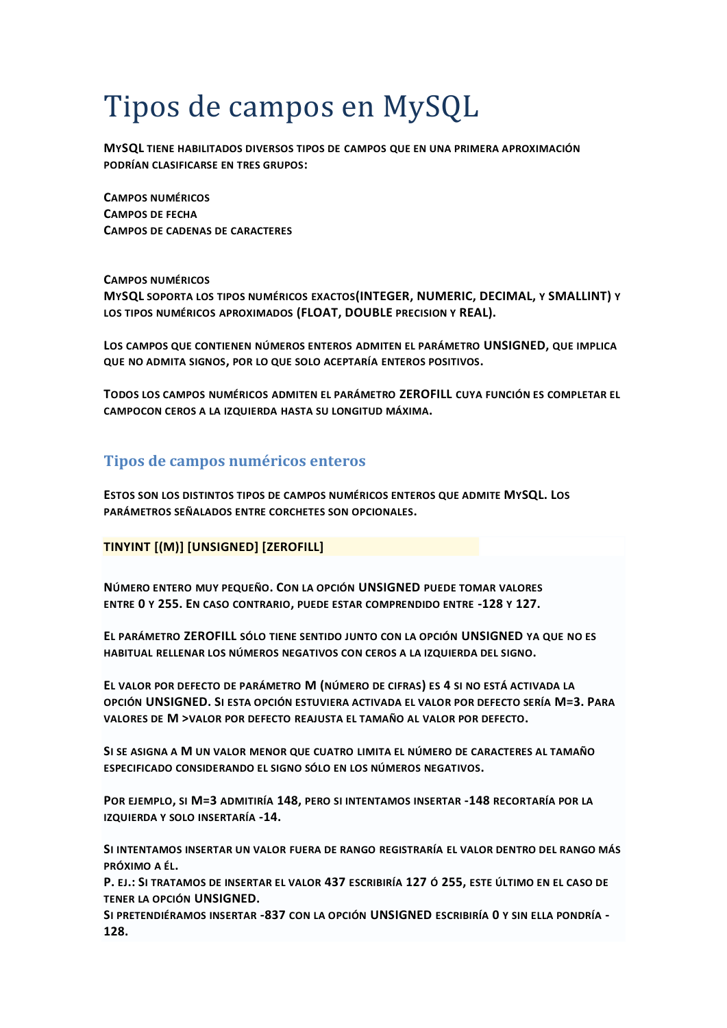# Tipos de campos en MySQL

MYSQL TIENE HABILITADOS DIVERSOS TIPOS DE CAMPOS QUE EN UNA PRIMERA APROXIMACIÓN PODRÍAN CLASIFICARSE EN TRES GRUPOS:

CAMPOS NUMÉRICOS
CAMPOS DE FECHA
CAMPOS DE CADENAS DE CARACTERES

CAMPOS NUMÉRICOS
MYSQL SOPORTA LOS TIPOS NUMÉRICOS EXACTOS(**INTEGER, NUMERIC, DECIMAL,** Y **SMALLINT)** Y LOS TIPOS NUMÉRICOS APROXIMADOS **(FLOAT, DOUBLE** PRECISION Y **REAL).**

LOS CAMPOS QUE CONTIENEN NÚMEROS ENTEROS ADMITEN EL PARÁMETRO **UNSIGNED**, QUE IMPLICA QUE NO ADMITA SIGNOS, POR LO QUE SOLO ACEPTARÍA ENTEROS POSITIVOS.

TODOS LOS CAMPOS NUMÉRICOS ADMITEN EL PARÁMETRO **ZEROFILL** CUYA FUNCIÓN ES COMPLETAR EL CAMPOCON CEROS A LA IZQUIERDA HASTA SU LONGITUD MÁXIMA.

## Tipos de campos numéricos enteros

ESTOS SON LOS DISTINTOS TIPOS DE CAMPOS NUMÉRICOS ENTEROS QUE ADMITE MYSQL. LOS PARÁMETROS SEÑALADOS ENTRE CORCHETES SON OPCIONALES.

**TINYINT [(M)] [UNSIGNED] [ZEROFILL]**

NÚMERO ENTERO MUY PEQUEÑO. CON LA OPCIÓN **UNSIGNED** PUEDE TOMAR VALORES ENTRE **0** Y **255**. EN CASO CONTRARIO, PUEDE ESTAR COMPRENDIDO ENTRE **-128** Y **127.**

EL PARÁMETRO **ZEROFILL** SÓLO TIENE SENTIDO JUNTO CON LA OPCIÓN **UNSIGNED** YA QUE NO ES HABITUAL RELLENAR LOS NÚMEROS NEGATIVOS CON CEROS A LA IZQUIERDA DEL SIGNO.

EL VALOR POR DEFECTO DE PARÁMETRO **M** (NÚMERO DE CIFRAS) ES **4** SI NO ESTÁ ACTIVADA LA OPCIÓN **UNSIGNED**. SI ESTA OPCIÓN ESTUVIERA ACTIVADA EL VALOR POR DEFECTO SERÍA **M=3**. PARA VALORES DE **M >**VALOR POR DEFECTO REAJUSTA EL TAMAÑO AL VALOR POR DEFECTO.

SI SE ASIGNA A **M** UN VALOR MENOR QUE CUATRO LIMITA EL NÚMERO DE CARACTERES AL TAMAÑO ESPECIFICADO CONSIDERANDO EL SIGNO SÓLO EN LOS NÚMEROS NEGATIVOS.

POR EJEMPLO, SI **M=3** ADMITIRÍA **148**, PERO SI INTENTAMOS INSERTAR **-148** RECORTARÍA POR LA IZQUIERDA Y SOLO INSERTARÍA **-14.**

SI INTENTAMOS INSERTAR UN VALOR FUERA DE RANGO REGISTRARÍA EL VALOR DENTRO DEL RANGO MÁS PRÓXIMO A ÉL.
P. EJ.: SI TRATAMOS DE INSERTAR EL VALOR **437** ESCRIBIRÍA **127** Ó **255,** ESTE ÚLTIMO EN EL CASO DE TENER LA OPCIÓN **UNSIGNED**.
SI PRETENDIÉRAMOS INSERTAR **-837** CON LA OPCIÓN **UNSIGNED** ESCRIBIRÍA **0** Y SIN ELLA PONDRÍA **-128.**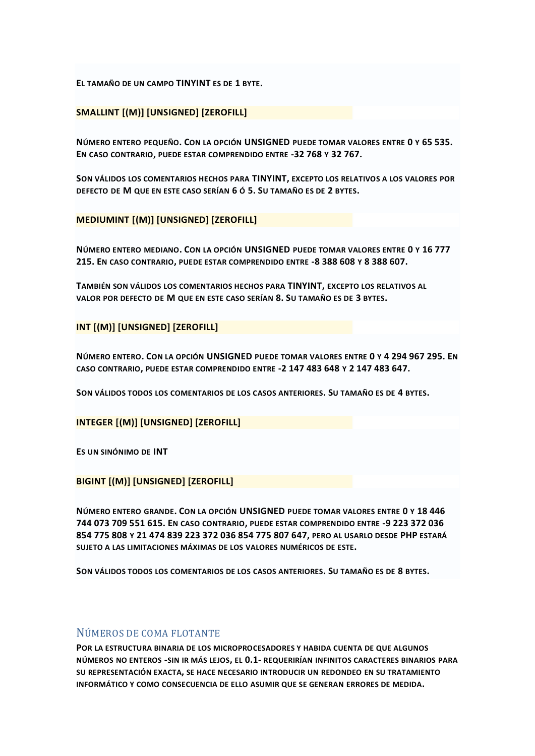El tamaño de un campo **TINYINT** es de **1** byte.

**SMALLINT [(M)] [UNSIGNED] [ZEROFILL]**

Número entero pequeño. Con la opción **UNSIGNED** puede tomar valores entre **0** y **65 535**. En caso contrario, puede estar comprendido entre **-32 768** y **32 767**.

Son válidos los comentarios hechos para **TINYINT**, excepto los relativos a los valores por defecto de **M** que en este caso serían **6** ó **5**. Su tamaño es de **2** bytes.

**MEDIUMINT [(M)] [UNSIGNED] [ZEROFILL]**

Número entero mediano. Con la opción **UNSIGNED** puede tomar valores entre **0** y **16 777 215**. En caso contrario, puede estar comprendido entre **-8 388 608** y **8 388 607**.

También son válidos los comentarios hechos para **TINYINT**, excepto los relativos al valor por defecto de **M** que en este caso serían **8**. Su tamaño es de **3** bytes.

**INT [(M)] [UNSIGNED] [ZEROFILL]**

Número entero. Con la opción **UNSIGNED** puede tomar valores entre **0** y **4 294 967 295**. En caso contrario, puede estar comprendido entre **-2 147 483 648** y **2 147 483 647**.

Son válidos todos los comentarios de los casos anteriores. Su tamaño es de **4** bytes.

**INTEGER [(M)] [UNSIGNED] [ZEROFILL]**

Es un sinónimo de **INT**

**BIGINT [(M)] [UNSIGNED] [ZEROFILL]**

Número entero grande. Con la opción **UNSIGNED** puede tomar valores entre **0** y **18 446 744 073 709 551 615**. En caso contrario, puede estar comprendido entre **-9 223 372 036 854 775 808** y **21 474 839 223 372 036 854 775 807 647**, pero al usarlo desde **PHP** estará sujeto a las limitaciones máximas de los valores numéricos de este.

Son válidos todos los comentarios de los casos anteriores. Su tamaño es de **8** bytes.

## Números de coma flotante

Por la estructura binaria de los microprocesadores y habida cuenta de que algunos números no enteros -sin ir más lejos, el **0.1**- requerirían infinitos caracteres binarios para su representación exacta, se hace necesario introducir un redondeo en su tratamiento informático y como consecuencia de ello asumir que se generan errores de medida.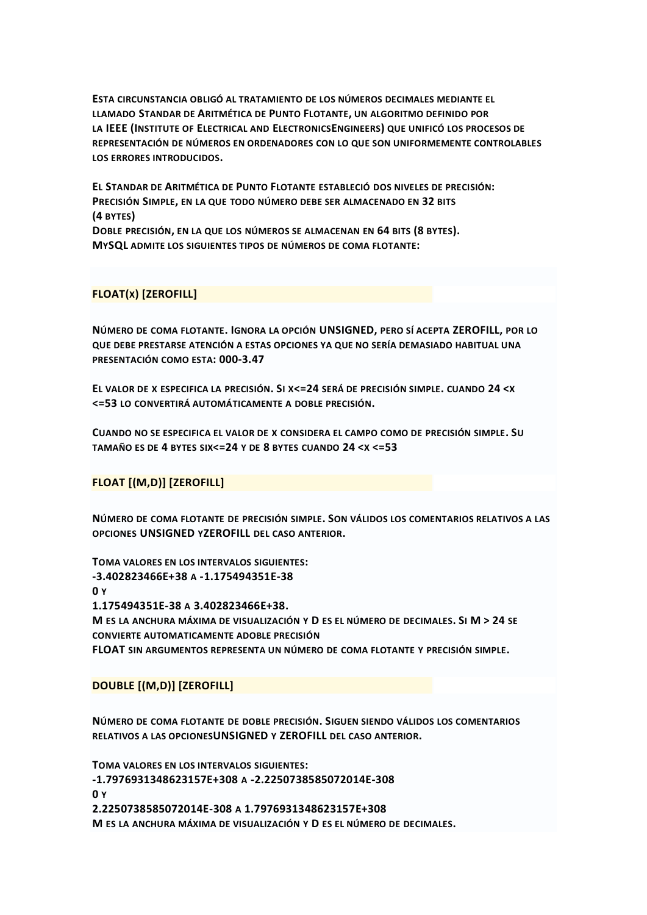ESTA CIRCUNSTANCIA OBLIGÓ AL TRATAMIENTO DE LOS NÚMEROS DECIMALES MEDIANTE EL LLAMADO STANDAR DE ARITMÉTICA DE PUNTO FLOTANTE, UN ALGORITMO DEFINIDO POR LA **IEEE** (**INSTITUTE OF ELECTRICAL AND ELECTRONICSENGINEERS**) QUE UNIFICÓ LOS PROCESOS DE REPRESENTACIÓN DE NÚMEROS EN ORDENADORES CON LO QUE SON UNIFORMEMENTE CONTROLABLES LOS ERRORES INTRODUCIDOS.

EL STANDAR DE ARITMÉTICA DE PUNTO FLOTANTE ESTABLECIÓ DOS NIVELES DE PRECISIÓN:
PRECISIÓN SIMPLE, EN LA QUE TODO NÚMERO DEBE SER ALMACENADO EN **32** BITS (**4** BYTES)
DOBLE PRECISIÓN, EN LA QUE LOS NÚMEROS SE ALMACENAN EN **64** BITS (**8** BYTES).
**MYSQL** ADMITE LOS SIGUIENTES TIPOS DE NÚMEROS DE COMA FLOTANTE:

**FLOAT(X) [ZEROFILL]**

NÚMERO DE COMA FLOTANTE. IGNORA LA OPCIÓN **UNSIGNED**, PERO SÍ ACEPTA **ZEROFILL**, POR LO QUE DEBE PRESTARSE ATENCIÓN A ESTAS OPCIONES YA QUE NO SERÍA DEMASIADO HABITUAL UNA PRESENTACIÓN COMO ESTA: **000-3.47**

EL VALOR DE X ESPECIFICA LA PRECISIÓN. SI **X<=24** SERÁ DE PRECISIÓN SIMPLE. CUANDO **24 <X <=53** LO CONVERTIRÁ AUTOMÁTICAMENTE A DOBLE PRECISIÓN.

CUANDO NO SE ESPECIFICA EL VALOR DE X CONSIDERA EL CAMPO COMO DE PRECISIÓN SIMPLE. SU TAMAÑO ES DE 4 BYTES SI**X<=24** Y DE 8 BYTES CUANDO **24 <X <=53**

**FLOAT [(M,D)] [ZEROFILL]**

NÚMERO DE COMA FLOTANTE DE PRECISIÓN SIMPLE. SON VÁLIDOS LOS COMENTARIOS RELATIVOS A LAS OPCIONES **UNSIGNED** Y**ZEROFILL** DEL CASO ANTERIOR.

TOMA VALORES EN LOS INTERVALOS SIGUIENTES:
**-3.402823466E+38** A **-1.175494351E-38**
**0** Y
**1.175494351E-38** A **3.402823466E+38.**
**M** ES LA ANCHURA MÁXIMA DE VISUALIZACIÓN Y **D** ES EL NÚMERO DE DECIMALES. SI **M > 24** SE CONVIERTE AUTOMATICAMENTE ADOBLE PRECISIÓN
**FLOAT** SIN ARGUMENTOS REPRESENTA UN NÚMERO DE COMA FLOTANTE Y PRECISIÓN SIMPLE.

**DOUBLE [(M,D)] [ZEROFILL]**

NÚMERO DE COMA FLOTANTE DE DOBLE PRECISIÓN. SIGUEN SIENDO VÁLIDOS LOS COMENTARIOS RELATIVOS A LAS OPCIONES**UNSIGNED** Y **ZEROFILL** DEL CASO ANTERIOR.

TOMA VALORES EN LOS INTERVALOS SIGUIENTES:
**-1.7976931348623157E+308** A **-2.2250738585072014E-308**
**0** Y
**2.2250738585072014E-308** A **1.7976931348623157E+308**
**M** ES LA ANCHURA MÁXIMA DE VISUALIZACIÓN Y **D** ES EL NÚMERO DE DECIMALES.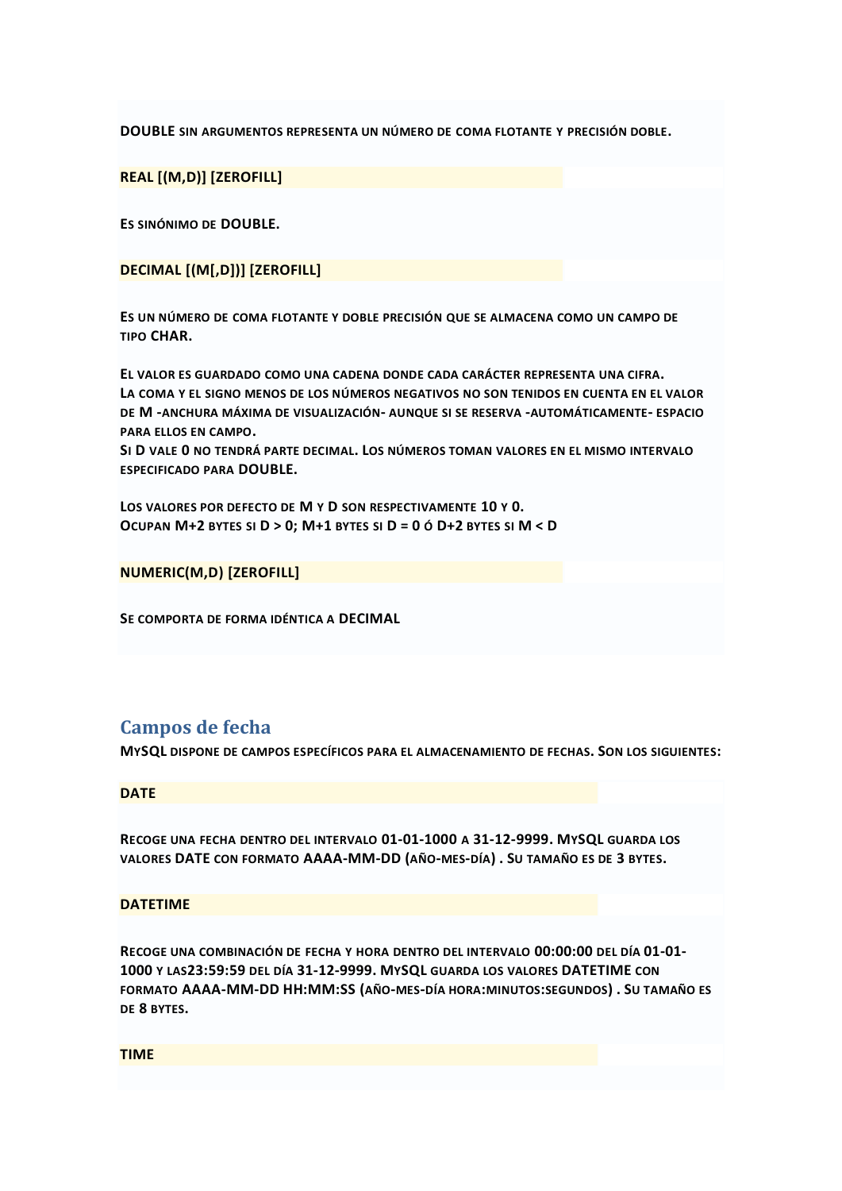**DOUBLE** sin argumentos representa un número de coma flotante y precisión doble.

**REAL [(M,D)] [ZEROFILL]**

Es sinónimo de **DOUBLE**.

**DECIMAL [(M[,D])] [ZEROFILL]**

Es un número de coma flotante y doble precisión que se almacena como un campo de tipo **CHAR**.

El valor es guardado como una cadena donde cada carácter representa una cifra.
La coma y el signo menos de los números negativos no son tenidos en cuenta en el valor de **M** -anchura máxima de visualización- aunque si se reserva -automáticamente- espacio para ellos en campo.
Si **D** vale **0** no tendrá parte decimal. Los números toman valores en el mismo intervalo especificado para **DOUBLE**.

Los valores por defecto de **M** y **D** son respectivamente **10** y **0**.
Ocupan **M+2** bytes si **D > 0; M+1** bytes si **D = 0** ó **D+2** bytes si **M < D**

**NUMERIC(M,D) [ZEROFILL]**

Se comporta de forma idéntica a **DECIMAL**

## Campos de fecha

**MySQL** dispone de campos específicos para el almacenamiento de fechas. Son los siguientes:

**DATE**

Recoge una fecha dentro del intervalo **01-01-1000** a **31-12-9999**. **MySQL** guarda los valores **DATE** con formato **AAAA-MM-DD** (año-mes-día) . Su tamaño es de **3** bytes.

**DATETIME**

Recoge una combinación de fecha y hora dentro del intervalo **00:00:00** del día **01-01-1000** y las**23:59:59** del día **31-12-9999**. **MySQL** guarda los valores **DATETIME** con formato **AAAA-MM-DD HH:MM:SS** (año-mes-día hora:minutos:segundos) . Su tamaño es de **8** bytes.

**TIME**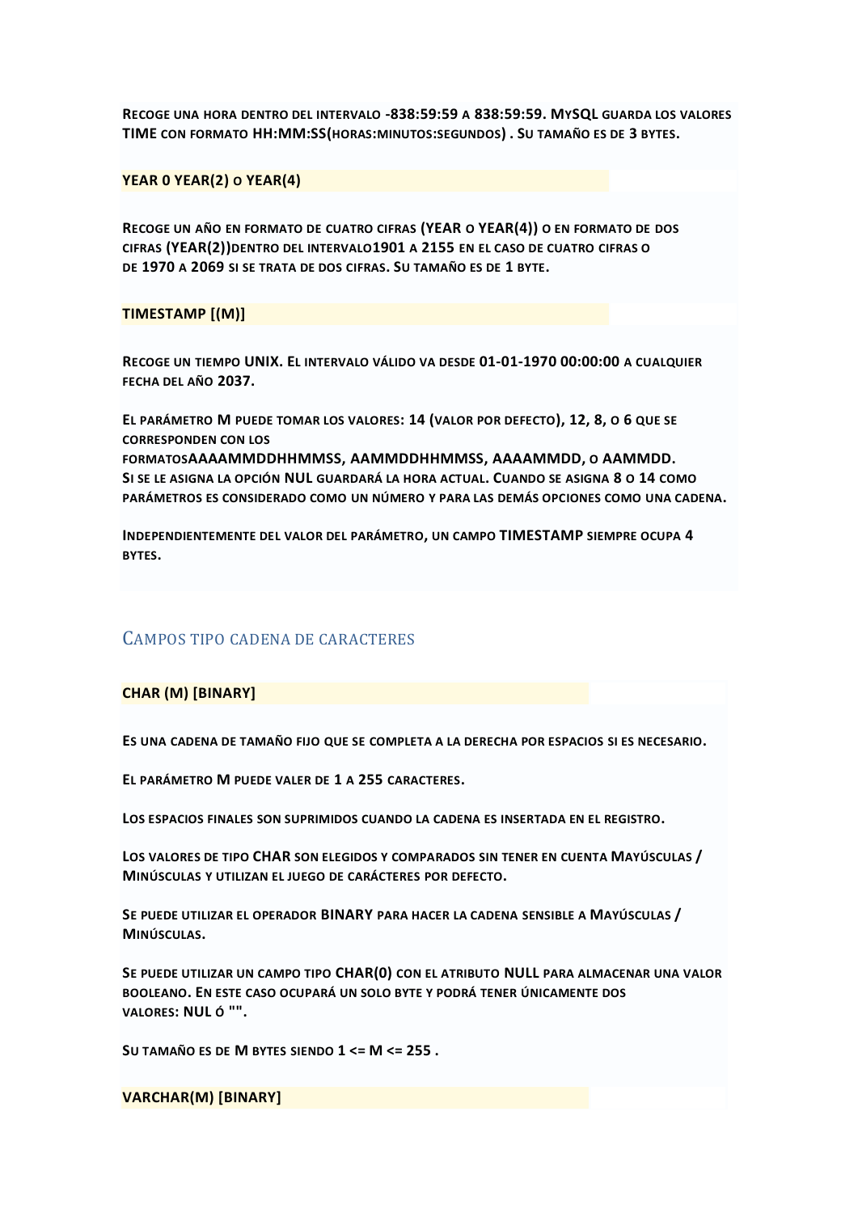**Recoge una hora dentro del intervalo -838:59:59 a 838:59:59. MySQL guarda los valores TIME con formato HH:MM:SS(horas:minutos:segundos) . Su tamaño es de 3 bytes.**

**YEAR 0 YEAR(2) o YEAR(4)**

**Recoge un año en formato de cuatro cifras (YEAR o YEAR(4)) o en formato de dos cifras (YEAR(2))dentro del intervalo1901 a 2155 en el caso de cuatro cifras o de 1970 a 2069 si se trata de dos cifras. Su tamaño es de 1 byte.**

**TIMESTAMP [(M)]**

**Recoge un tiempo UNIX. El intervalo válido va desde 01-01-1970 00:00:00 a cualquier fecha del año 2037.**

**El parámetro M puede tomar los valores: 14 (valor por defecto), 12, 8, o 6 que se corresponden con los formatosAAAAMMDDHHMMSS, AAMMDDHHMMSS, AAAAMMDD, o AAMMDD.**
**Si se le asigna la opción NUL guardará la hora actual. Cuando se asigna 8 o 14 como parámetros es considerado como un número y para las demás opciones como una cadena.**

**Independientemente del valor del parámetro, un campo TIMESTAMP siempre ocupa 4 bytes.**

## Campos tipo cadena de caracteres

**CHAR (M) [BINARY]**

**Es una cadena de tamaño fijo que se completa a la derecha por espacios si es necesario.**

**El parámetro M puede valer de 1 a 255 caracteres.**

**Los espacios finales son suprimidos cuando la cadena es insertada en el registro.**

**Los valores de tipo CHAR son elegidos y comparados sin tener en cuenta Mayúsculas / Minúsculas y utilizan el juego de carácteres por defecto.**

**Se puede utilizar el operador BINARY para hacer la cadena sensible a Mayúsculas / Minúsculas.**

**Se puede utilizar un campo tipo CHAR(0) con el atributo NULL para almacenar una valor booleano. En este caso ocupará un solo byte y podrá tener únicamente dos valores: NUL ó "".**

**Su tamaño es de M bytes siendo 1 <= M <= 255 .**

**VARCHAR(M) [BINARY]**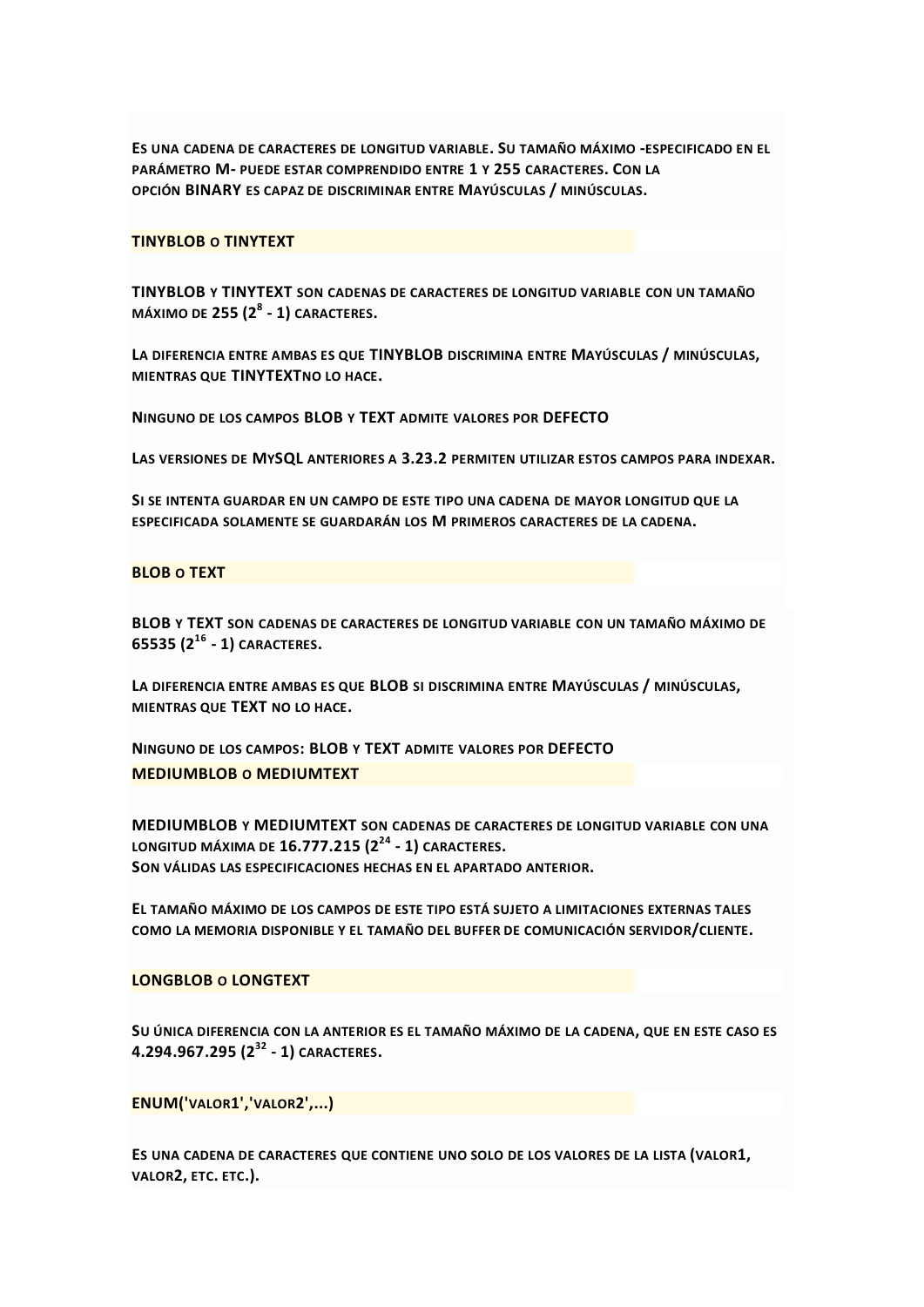Es una cadena de caracteres de longitud variable. Su tamaño máximo -especificado en el parámetro **M**- puede estar comprendido entre **1** y **255** caracteres. Con la opción **BINARY** es capaz de discriminar entre Mayúsculas / minúsculas.

### TINYBLOB o TINYTEXT

**TINYBLOB** y **TINYTEXT** son cadenas de caracteres de longitud variable con un tamaño máximo de **255** ($2^8$ **- 1**) caracteres.

La diferencia entre ambas es que **TINYBLOB** discrimina entre Mayúsculas / minúsculas, mientras que **TINYTEXT**no lo hace.

Ninguno de los campos **BLOB** y **TEXT** admite valores por **DEFECTO**

Las versiones de MySQL anteriores a **3.23.2** permiten utilizar estos campos para indexar.

Si se intenta guardar en un campo de este tipo una cadena de mayor longitud que la especificada solamente se guardarán los **M** primeros caracteres de la cadena.

### BLOB o TEXT

**BLOB** y **TEXT** son cadenas de caracteres de longitud variable con un tamaño máximo de **65535** ($2^{16}$ **- 1**) caracteres.

La diferencia entre ambas es que **BLOB** si discrimina entre Mayúsculas / minúsculas, mientras que **TEXT** no lo hace.

Ninguno de los campos: **BLOB** y **TEXT** admite valores por **DEFECTO**

### MEDIUMBLOB o MEDIUMTEXT

**MEDIUMBLOB** y **MEDIUMTEXT** son cadenas de caracteres de longitud variable con una longitud máxima de **16.777.215** ($2^{24}$ **- 1**) caracteres.
Son válidas las especificaciones hechas en el apartado anterior.

El tamaño máximo de los campos de este tipo está sujeto a limitaciones externas tales como la memoria disponible y el tamaño del buffer de comunicación servidor/cliente.

### LONGBLOB o LONGTEXT

Su única diferencia con la anterior es el tamaño máximo de la cadena, que en este caso es **4.294.967.295** ($2^{32}$ **- 1**) caracteres.

### ENUM('valor1','valor2',...)

Es una cadena de caracteres que contiene uno solo de los valores de la lista (valor1, valor2, etc. etc.).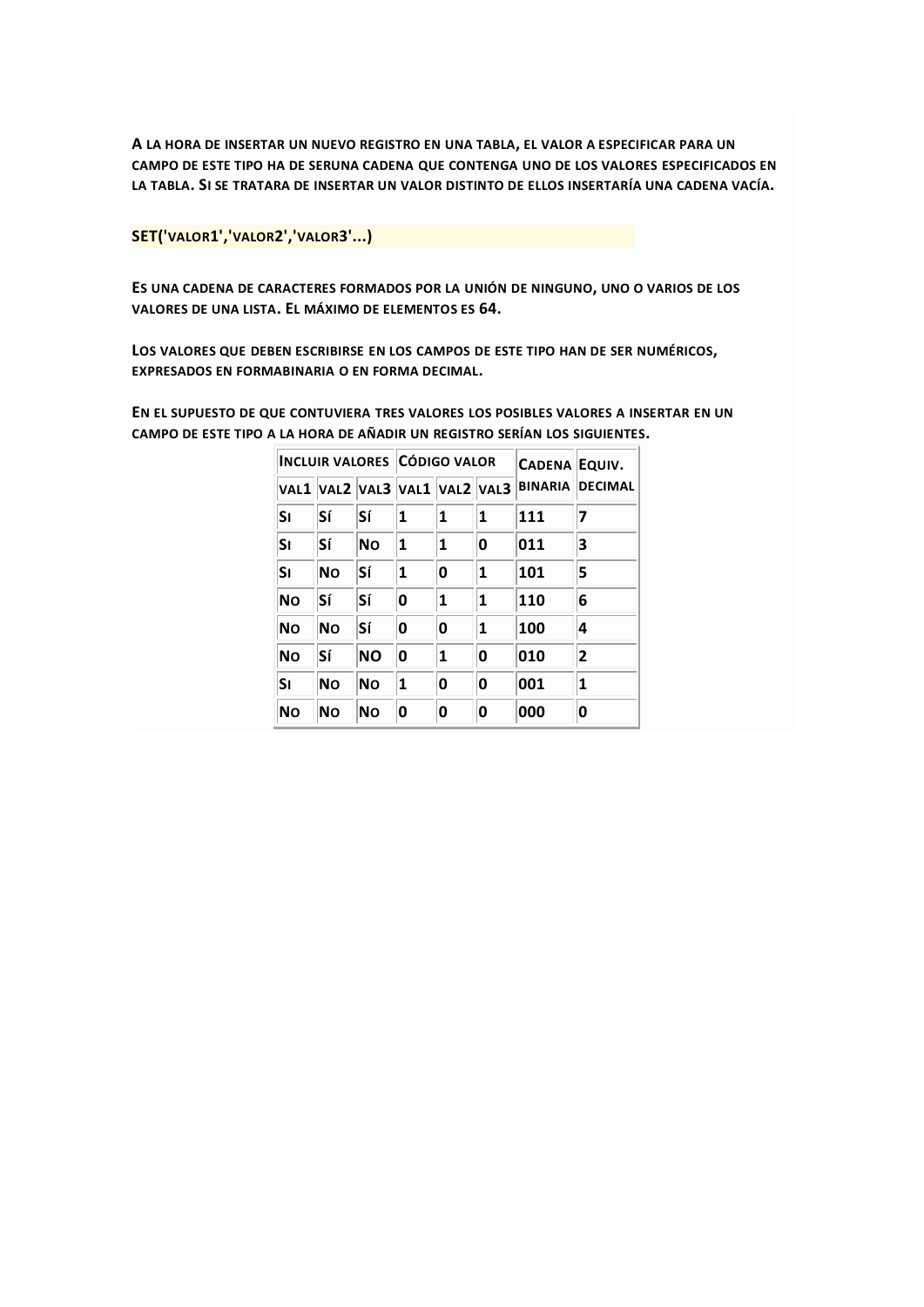A LA HORA DE INSERTAR UN NUEVO REGISTRO EN UNA TABLA, EL VALOR A ESPECIFICAR PARA UN CAMPO DE ESTE TIPO HA DE SERUNA CADENA QUE CONTENGA UNO DE LOS VALORES ESPECIFICADOS EN LA TABLA. SI SE TRATARA DE INSERTAR UN VALOR DISTINTO DE ELLOS INSERTARÍA UNA CADENA VACÍA.

**SET('VALOR1','VALOR2','VALOR3'...)**

ES UNA CADENA DE CARACTERES FORMADOS POR LA UNIÓN DE NINGUNO, UNO O VARIOS DE LOS VALORES DE UNA LISTA. EL MÁXIMO DE ELEMENTOS ES 64.

LOS VALORES QUE DEBEN ESCRIBIRSE EN LOS CAMPOS DE ESTE TIPO HAN DE SER NUMÉRICOS, EXPRESADOS EN FORMABINARIA O EN FORMA DECIMAL.

EN EL SUPUESTO DE QUE CONTUVIERA TRES VALORES LOS POSIBLES VALORES A INSERTAR EN UN CAMPO DE ESTE TIPO A LA HORA DE AÑADIR UN REGISTRO SERÍAN LOS SIGUIENTES.

| INCLUIR VALORES | | | CÓDIGO VALOR | | | CADENA | EQUIV. |
|---|---|---|---|---|---|---|---|
| VAL1 | VAL2 | VAL3 | VAL1 | VAL2 | VAL3 | BINARIA | DECIMAL |
| SI | SÍ | SÍ | 1 | 1 | 1 | 111 | 7 |
| SI | SÍ | NO | 1 | 1 | 0 | 011 | 3 |
| SI | NO | SÍ | 1 | 0 | 1 | 101 | 5 |
| NO | SÍ | SÍ | 0 | 1 | 1 | 110 | 6 |
| NO | NO | SÍ | 0 | 0 | 1 | 100 | 4 |
| NO | SÍ | NO | 0 | 1 | 0 | 010 | 2 |
| SI | NO | NO | 1 | 0 | 0 | 001 | 1 |
| NO | NO | NO | 0 | 0 | 0 | 000 | 0 |